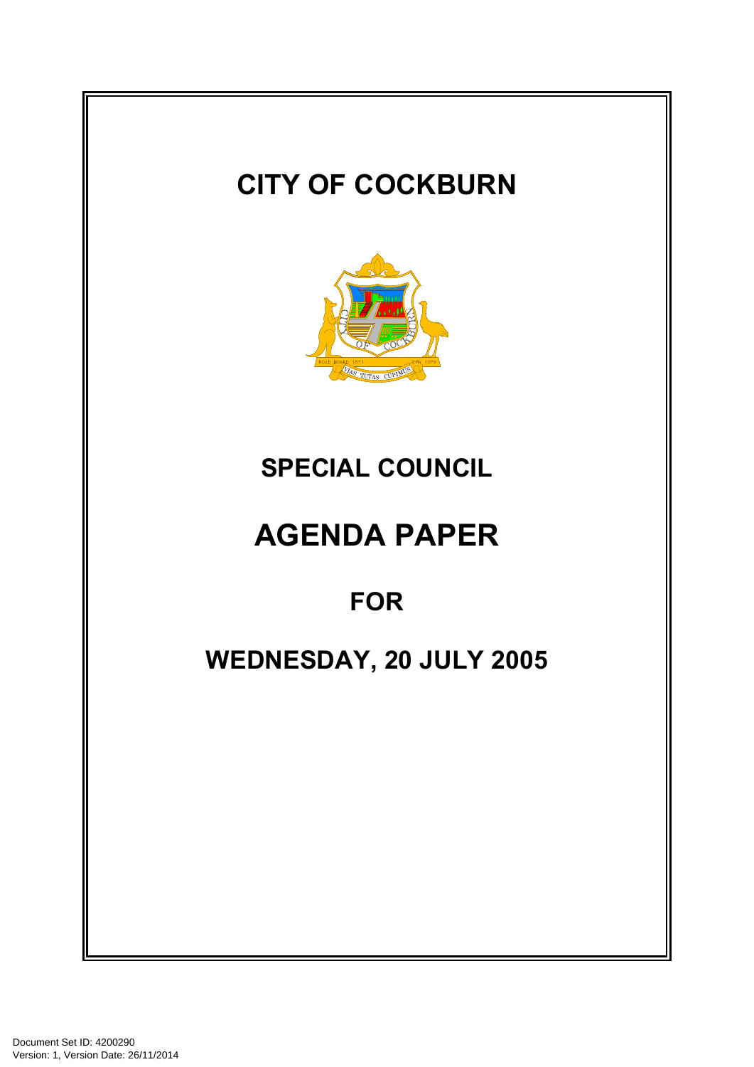# CITY OF COCKBURN

## SPECIAL COUNCIL

# AGENDA PAPER

## FOR

## WEDNESDAY, 20 JULY 2005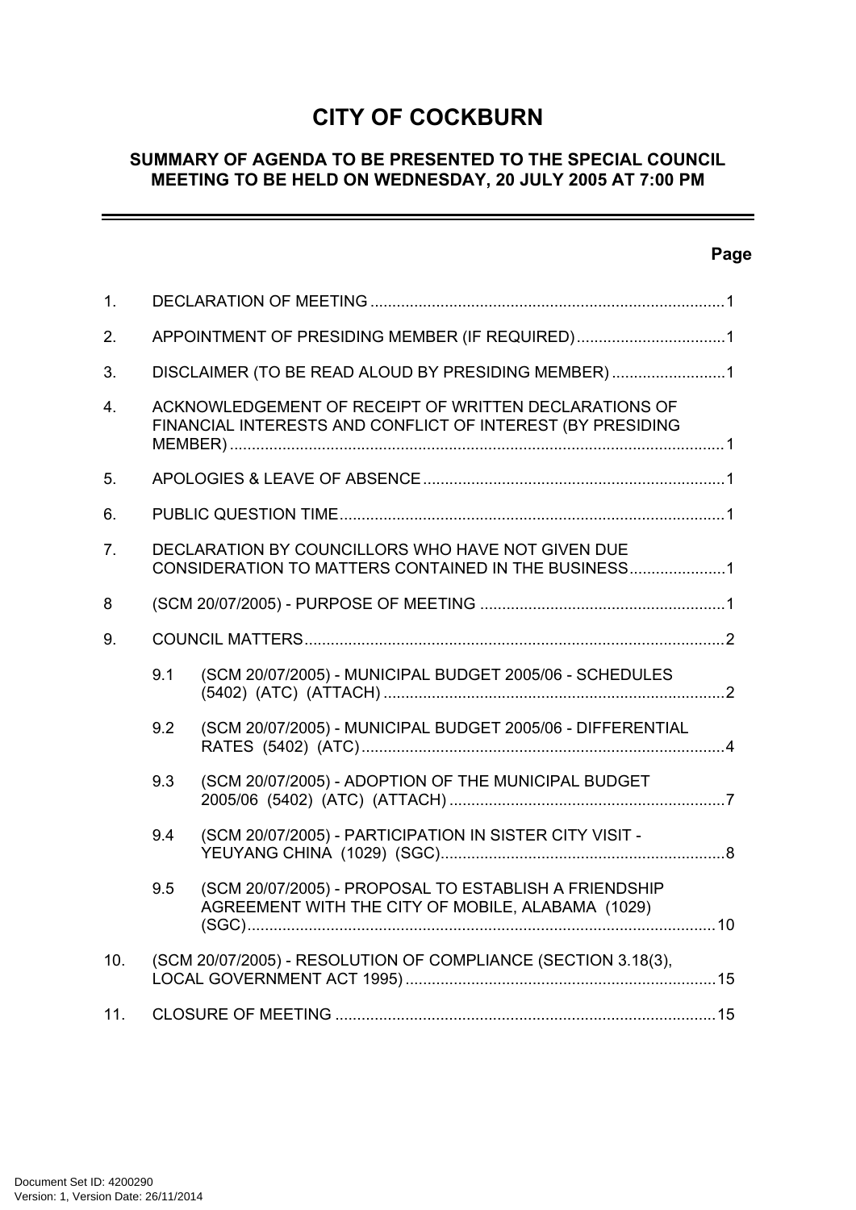# CITY OF COCKBURN

## SUMMARY OF AGENDA TO BE PRESENTED TO THE SPECIAL COUNCIL MEETING TO BE HELD ON WEDNESDAY, 20 JULY 2005 AT 7:00 PM

| | | Page |
|---|---|---|
| 1. | DECLARATION OF MEETING | 1 |
| 2. | APPOINTMENT OF PRESIDING MEMBER (IF REQUIRED) | 1 |
| 3. | DISCLAIMER (TO BE READ ALOUD BY PRESIDING MEMBER) | 1 |
| 4. | ACKNOWLEDGEMENT OF RECEIPT OF WRITTEN DECLARATIONS OF FINANCIAL INTERESTS AND CONFLICT OF INTEREST (BY PRESIDING MEMBER) | 1 |
| 5. | APOLOGIES & LEAVE OF ABSENCE | 1 |
| 6. | PUBLIC QUESTION TIME | 1 |
| 7. | DECLARATION BY COUNCILLORS WHO HAVE NOT GIVEN DUE CONSIDERATION TO MATTERS CONTAINED IN THE BUSINESS | 1 |
| 8 | (SCM 20/07/2005) - PURPOSE OF MEETING | 1 |
| 9. | COUNCIL MATTERS | 2 |
| 9.1 | (SCM 20/07/2005) - MUNICIPAL BUDGET 2005/06 - SCHEDULES (5402) (ATC) (ATTACH) | 2 |
| 9.2 | (SCM 20/07/2005) - MUNICIPAL BUDGET 2005/06 - DIFFERENTIAL RATES (5402) (ATC) | 4 |
| 9.3 | (SCM 20/07/2005) - ADOPTION OF THE MUNICIPAL BUDGET 2005/06 (5402) (ATC) (ATTACH) | 7 |
| 9.4 | (SCM 20/07/2005) - PARTICIPATION IN SISTER CITY VISIT - YEUYANG CHINA (1029) (SGC) | 8 |
| 9.5 | (SCM 20/07/2005) - PROPOSAL TO ESTABLISH A FRIENDSHIP AGREEMENT WITH THE CITY OF MOBILE, ALABAMA (1029) (SGC) | 10 |
| 10. | (SCM 20/07/2005) - RESOLUTION OF COMPLIANCE (SECTION 3.18(3), LOCAL GOVERNMENT ACT 1995) | 15 |
| 11. | CLOSURE OF MEETING | 15 |

Document Set ID: 4200290
Version: 1, Version Date: 26/11/2014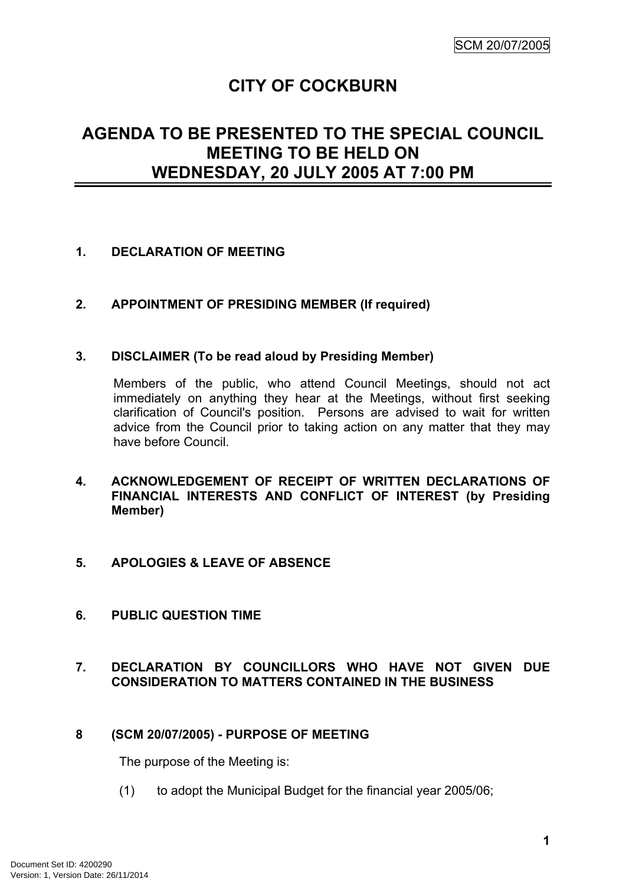# CITY OF COCKBURN

## AGENDA TO BE PRESENTED TO THE SPECIAL COUNCIL MEETING TO BE HELD ON WEDNESDAY, 20 JULY 2005 AT 7:00 PM

**1. DECLARATION OF MEETING**

**2. APPOINTMENT OF PRESIDING MEMBER (If required)**

**3. DISCLAIMER (To be read aloud by Presiding Member)**

Members of the public, who attend Council Meetings, should not act immediately on anything they hear at the Meetings, without first seeking clarification of Council's position. Persons are advised to wait for written advice from the Council prior to taking action on any matter that they may have before Council.

**4. ACKNOWLEDGEMENT OF RECEIPT OF WRITTEN DECLARATIONS OF FINANCIAL INTERESTS AND CONFLICT OF INTEREST (by Presiding Member)**

**5. APOLOGIES & LEAVE OF ABSENCE**

**6. PUBLIC QUESTION TIME**

**7. DECLARATION BY COUNCILLORS WHO HAVE NOT GIVEN DUE CONSIDERATION TO MATTERS CONTAINED IN THE BUSINESS**

**8 (SCM 20/07/2005) - PURPOSE OF MEETING**

The purpose of the Meeting is:

(1) to adopt the Municipal Budget for the financial year 2005/06;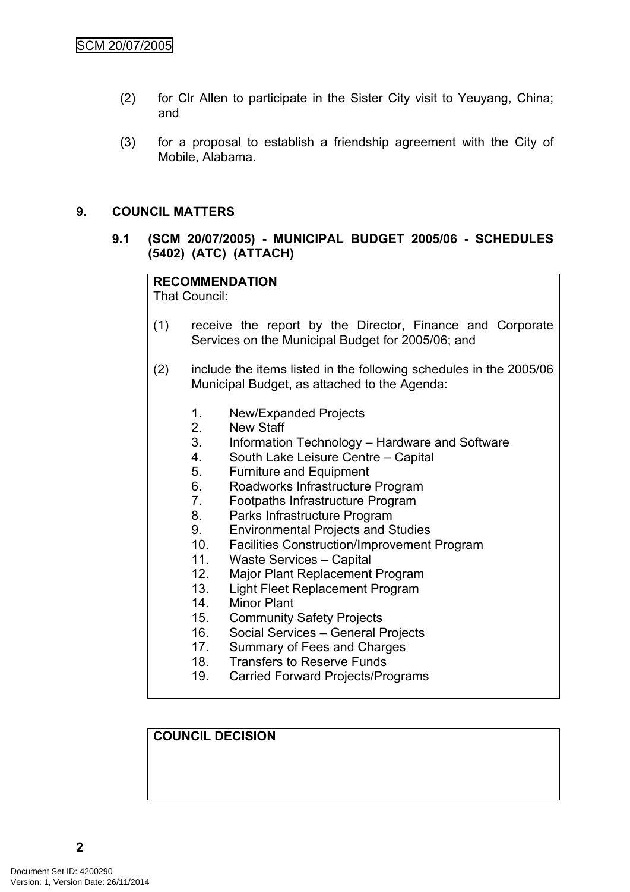(2) for Clr Allen to participate in the Sister City visit to Yeuyang, China; and

(3) for a proposal to establish a friendship agreement with the City of Mobile, Alabama.

## 9. COUNCIL MATTERS

### 9.1 (SCM 20/07/2005) - MUNICIPAL BUDGET 2005/06 - SCHEDULES (5402) (ATC) (ATTACH)

**RECOMMENDATION**

That Council:

(1) receive the report by the Director, Finance and Corporate Services on the Municipal Budget for 2005/06; and

(2) include the items listed in the following schedules in the 2005/06 Municipal Budget, as attached to the Agenda:

1. New/Expanded Projects
2. New Staff
3. Information Technology – Hardware and Software
4. South Lake Leisure Centre – Capital
5. Furniture and Equipment
6. Roadworks Infrastructure Program
7. Footpaths Infrastructure Program
8. Parks Infrastructure Program
9. Environmental Projects and Studies
10. Facilities Construction/Improvement Program
11. Waste Services – Capital
12. Major Plant Replacement Program
13. Light Fleet Replacement Program
14. Minor Plant
15. Community Safety Projects
16. Social Services – General Projects
17. Summary of Fees and Charges
18. Transfers to Reserve Funds
19. Carried Forward Projects/Programs

**COUNCIL DECISION**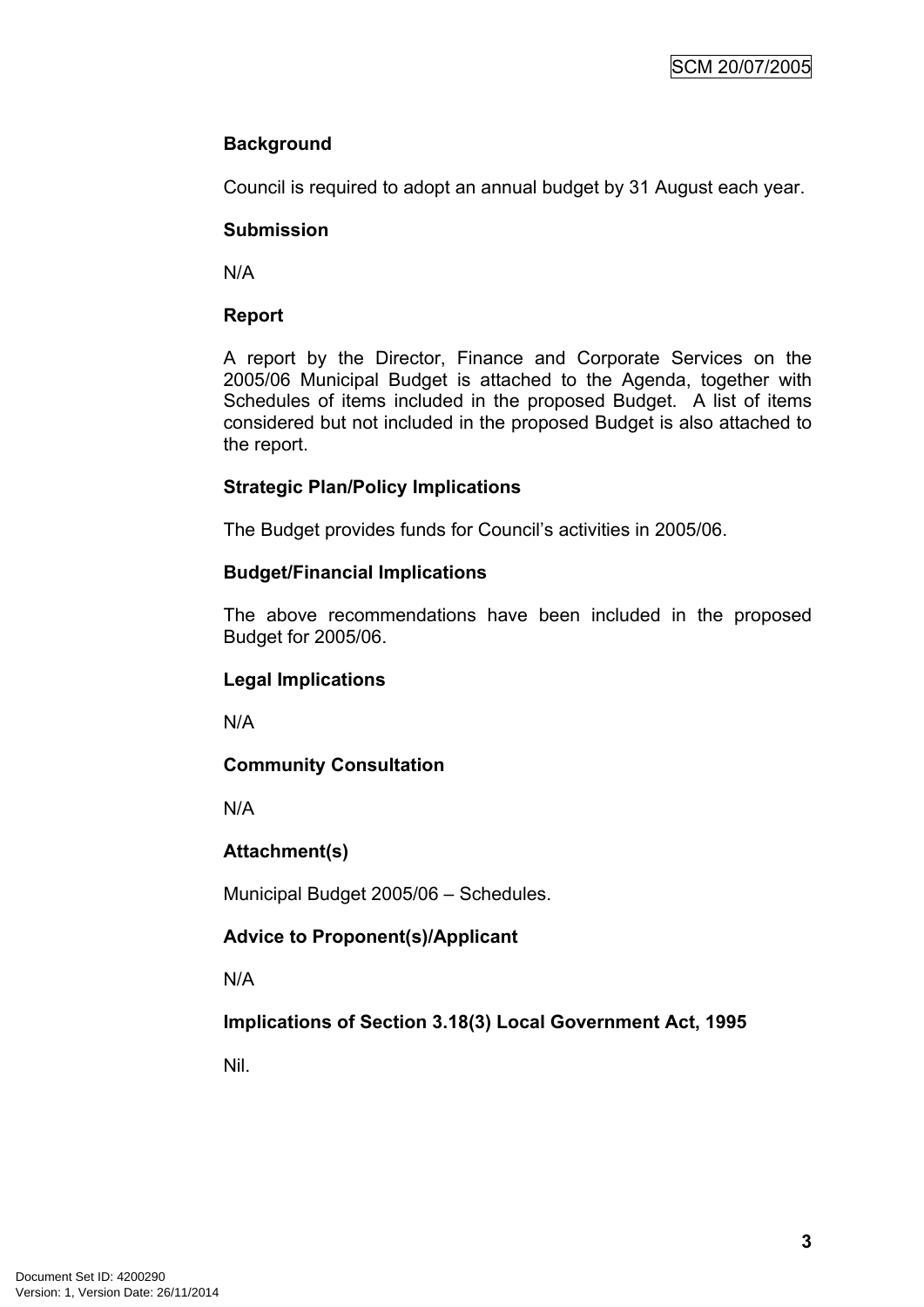**Background**

Council is required to adopt an annual budget by 31 August each year.

**Submission**

N/A

**Report**

A report by the Director, Finance and Corporate Services on the 2005/06 Municipal Budget is attached to the Agenda, together with Schedules of items included in the proposed Budget. A list of items considered but not included in the proposed Budget is also attached to the report.

**Strategic Plan/Policy Implications**

The Budget provides funds for Council's activities in 2005/06.

**Budget/Financial Implications**

The above recommendations have been included in the proposed Budget for 2005/06.

**Legal Implications**

N/A

**Community Consultation**

N/A

**Attachment(s)**

Municipal Budget 2005/06 – Schedules.

**Advice to Proponent(s)/Applicant**

N/A

**Implications of Section 3.18(3) Local Government Act, 1995**

Nil.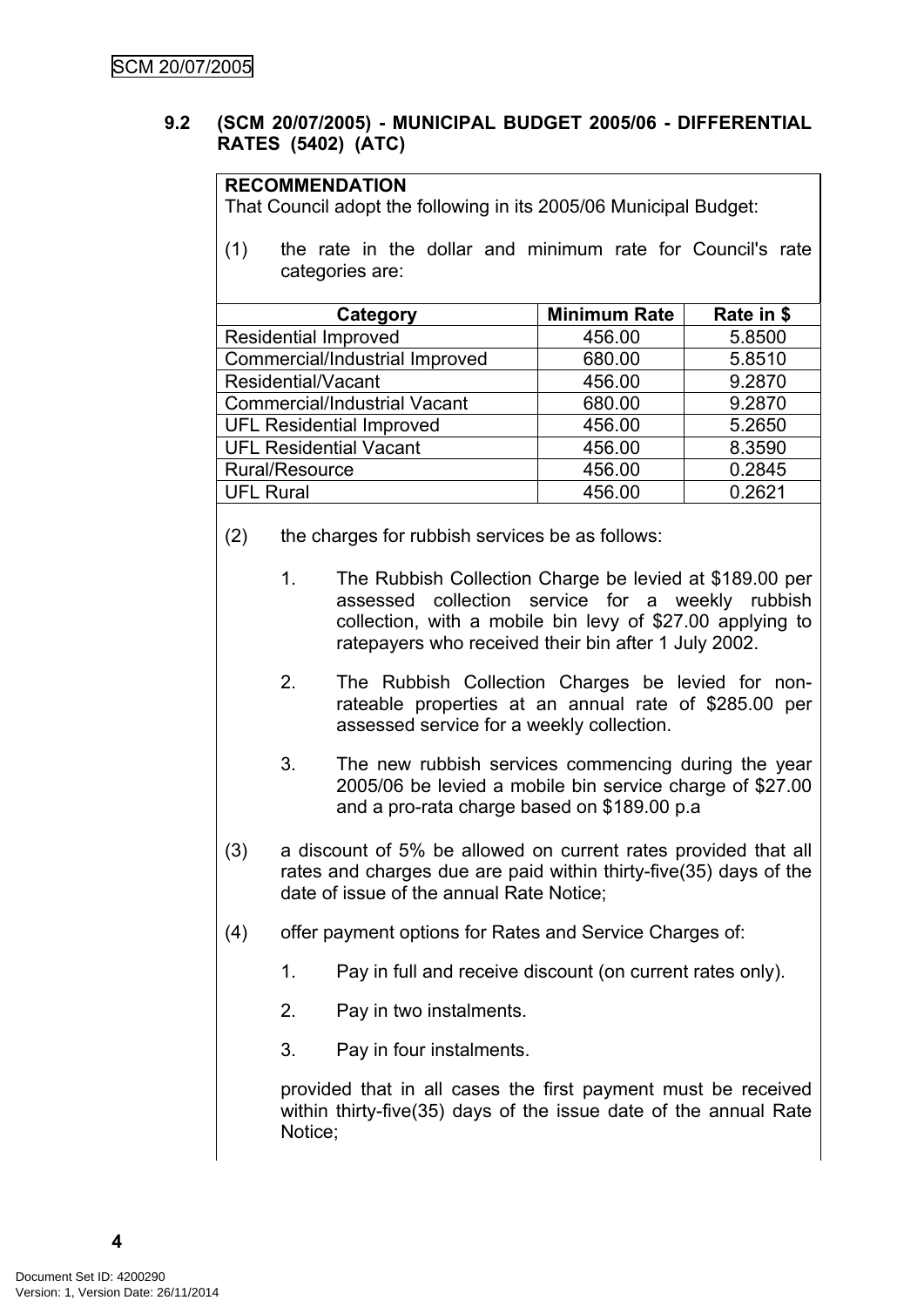### 9.2 (SCM 20/07/2005) - MUNICIPAL BUDGET 2005/06 - DIFFERENTIAL RATES (5402) (ATC)

**RECOMMENDATION**

That Council adopt the following in its 2005/06 Municipal Budget:

(1) the rate in the dollar and minimum rate for Council's rate categories are:

| Category | Minimum Rate | Rate in $ |
|---|---|---|
| Residential Improved | 456.00 | 5.8500 |
| Commercial/Industrial Improved | 680.00 | 5.8510 |
| Residential/Vacant | 456.00 | 9.2870 |
| Commercial/Industrial Vacant | 680.00 | 9.2870 |
| UFL Residential Improved | 456.00 | 5.2650 |
| UFL Residential Vacant | 456.00 | 8.3590 |
| Rural/Resource | 456.00 | 0.2845 |
| UFL Rural | 456.00 | 0.2621 |

(2) the charges for rubbish services be as follows:

1. The Rubbish Collection Charge be levied at $189.00 per assessed collection service for a weekly rubbish collection, with a mobile bin levy of $27.00 applying to ratepayers who received their bin after 1 July 2002.

2. The Rubbish Collection Charges be levied for non-rateable properties at an annual rate of $285.00 per assessed service for a weekly collection.

3. The new rubbish services commencing during the year 2005/06 be levied a mobile bin service charge of $27.00 and a pro-rata charge based on $189.00 p.a

(3) a discount of 5% be allowed on current rates provided that all rates and charges due are paid within thirty-five(35) days of the date of issue of the annual Rate Notice;

(4) offer payment options for Rates and Service Charges of:

1. Pay in full and receive discount (on current rates only).

2. Pay in two instalments.

3. Pay in four instalments.

provided that in all cases the first payment must be received within thirty-five(35) days of the issue date of the annual Rate Notice;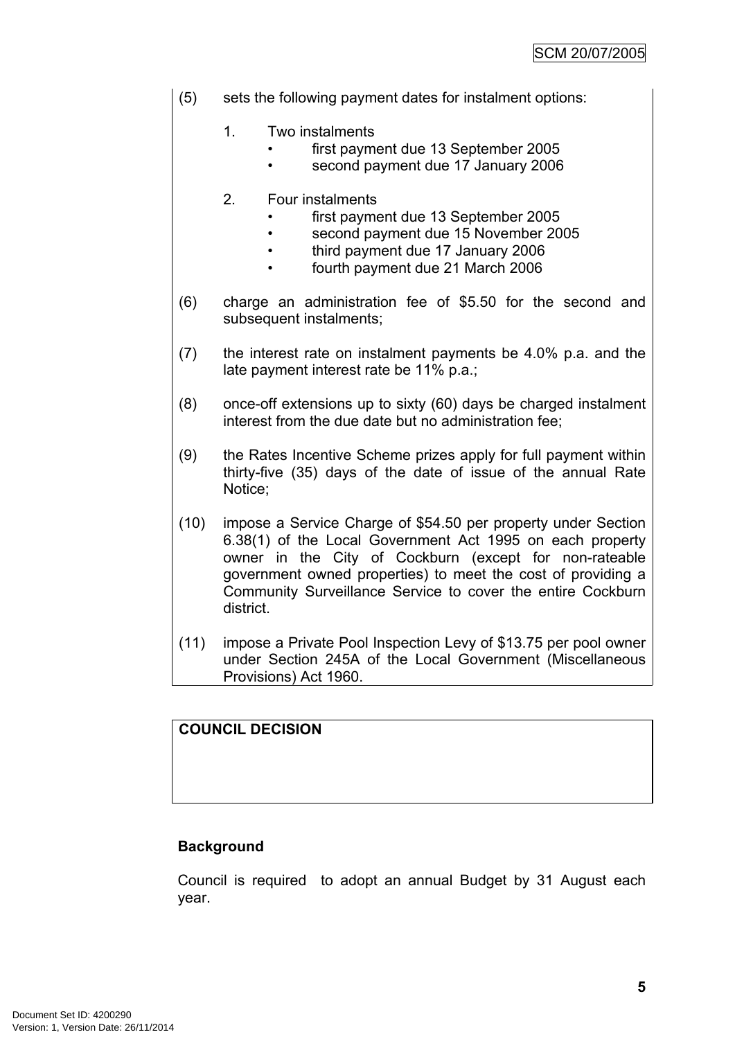(5) sets the following payment dates for instalment options:

1. Two instalments
   - first payment due 13 September 2005
   - second payment due 17 January 2006

2. Four instalments
   - first payment due 13 September 2005
   - second payment due 15 November 2005
   - third payment due 17 January 2006
   - fourth payment due 21 March 2006

(6) charge an administration fee of $5.50 for the second and subsequent instalments;

(7) the interest rate on instalment payments be 4.0% p.a. and the late payment interest rate be 11% p.a.;

(8) once-off extensions up to sixty (60) days be charged instalment interest from the due date but no administration fee;

(9) the Rates Incentive Scheme prizes apply for full payment within thirty-five (35) days of the date of issue of the annual Rate Notice;

(10) impose a Service Charge of $54.50 per property under Section 6.38(1) of the Local Government Act 1995 on each property owner in the City of Cockburn (except for non-rateable government owned properties) to meet the cost of providing a Community Surveillance Service to cover the entire Cockburn district.

(11) impose a Private Pool Inspection Levy of $13.75 per pool owner under Section 245A of the Local Government (Miscellaneous Provisions) Act 1960.

**COUNCIL DECISION**

**Background**

Council is required to adopt an annual Budget by 31 August each year.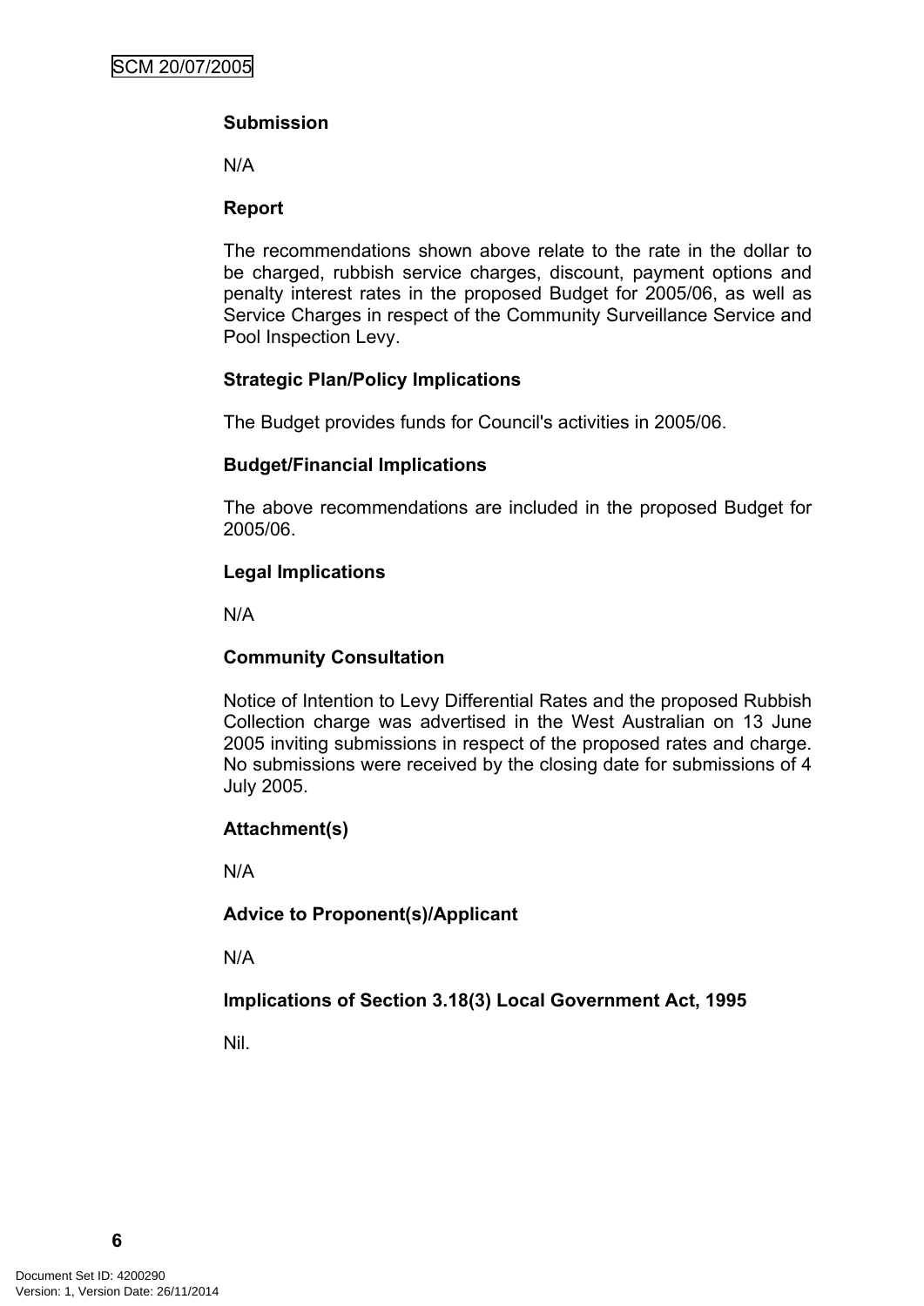**Submission**

N/A

**Report**

The recommendations shown above relate to the rate in the dollar to be charged, rubbish service charges, discount, payment options and penalty interest rates in the proposed Budget for 2005/06, as well as Service Charges in respect of the Community Surveillance Service and Pool Inspection Levy.

**Strategic Plan/Policy Implications**

The Budget provides funds for Council's activities in 2005/06.

**Budget/Financial Implications**

The above recommendations are included in the proposed Budget for 2005/06.

**Legal Implications**

N/A

**Community Consultation**

Notice of Intention to Levy Differential Rates and the proposed Rubbish Collection charge was advertised in the West Australian on 13 June 2005 inviting submissions in respect of the proposed rates and charge. No submissions were received by the closing date for submissions of 4 July 2005.

**Attachment(s)**

N/A

**Advice to Proponent(s)/Applicant**

N/A

**Implications of Section 3.18(3) Local Government Act, 1995**

Nil.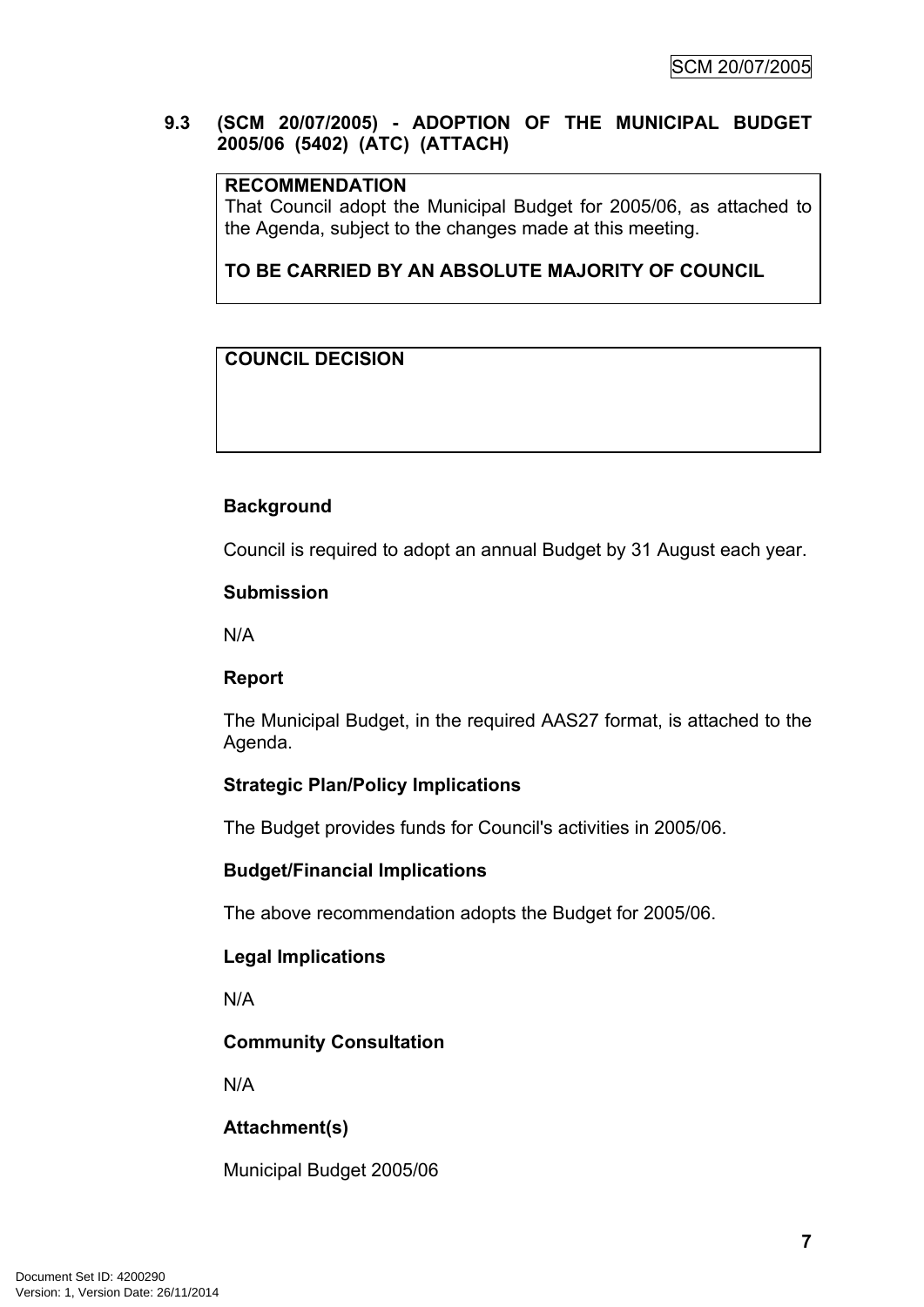## 9.3 (SCM 20/07/2005) - ADOPTION OF THE MUNICIPAL BUDGET 2005/06 (5402) (ATC) (ATTACH)

**RECOMMENDATION**

That Council adopt the Municipal Budget for 2005/06, as attached to the Agenda, subject to the changes made at this meeting.

**TO BE CARRIED BY AN ABSOLUTE MAJORITY OF COUNCIL**

**COUNCIL DECISION**

### Background

Council is required to adopt an annual Budget by 31 August each year.

### Submission

N/A

### Report

The Municipal Budget, in the required AAS27 format, is attached to the Agenda.

### Strategic Plan/Policy Implications

The Budget provides funds for Council's activities in 2005/06.

### Budget/Financial Implications

The above recommendation adopts the Budget for 2005/06.

### Legal Implications

N/A

### Community Consultation

N/A

### Attachment(s)

Municipal Budget 2005/06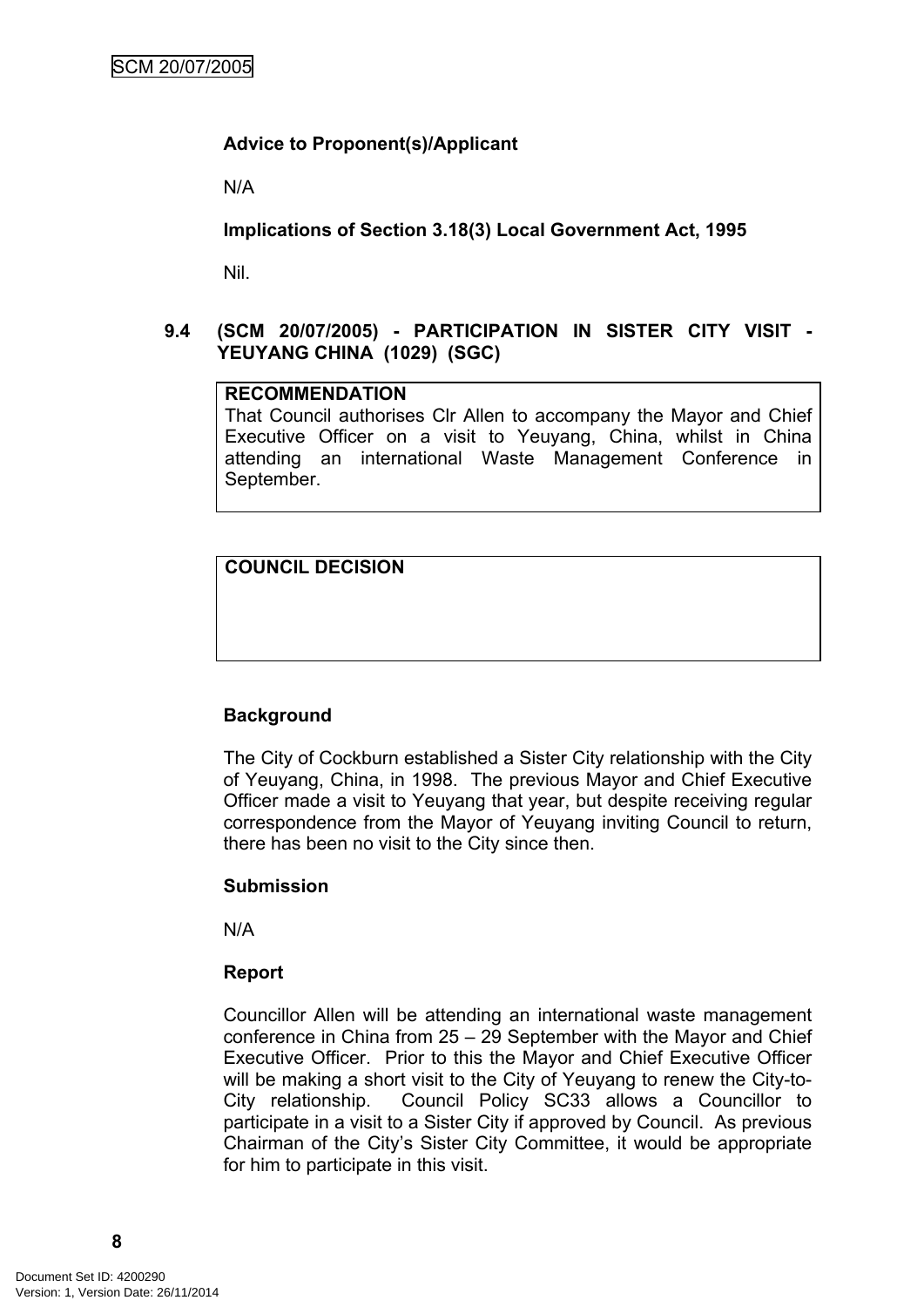**Advice to Proponent(s)/Applicant**

N/A

**Implications of Section 3.18(3) Local Government Act, 1995**

Nil.

### 9.4 (SCM 20/07/2005) - PARTICIPATION IN SISTER CITY VISIT - YEUYANG CHINA (1029) (SGC)

| **RECOMMENDATION** |
|---|
| That Council authorises Clr Allen to accompany the Mayor and Chief Executive Officer on a visit to Yeuyang, China, whilst in China attending an international Waste Management Conference in September. |

| **COUNCIL DECISION** |
|---|
| |

**Background**

The City of Cockburn established a Sister City relationship with the City of Yeuyang, China, in 1998. The previous Mayor and Chief Executive Officer made a visit to Yeuyang that year, but despite receiving regular correspondence from the Mayor of Yeuyang inviting Council to return, there has been no visit to the City since then.

**Submission**

N/A

**Report**

Councillor Allen will be attending an international waste management conference in China from 25 – 29 September with the Mayor and Chief Executive Officer. Prior to this the Mayor and Chief Executive Officer will be making a short visit to the City of Yeuyang to renew the City-to-City relationship. Council Policy SC33 allows a Councillor to participate in a visit to a Sister City if approved by Council. As previous Chairman of the City's Sister City Committee, it would be appropriate for him to participate in this visit.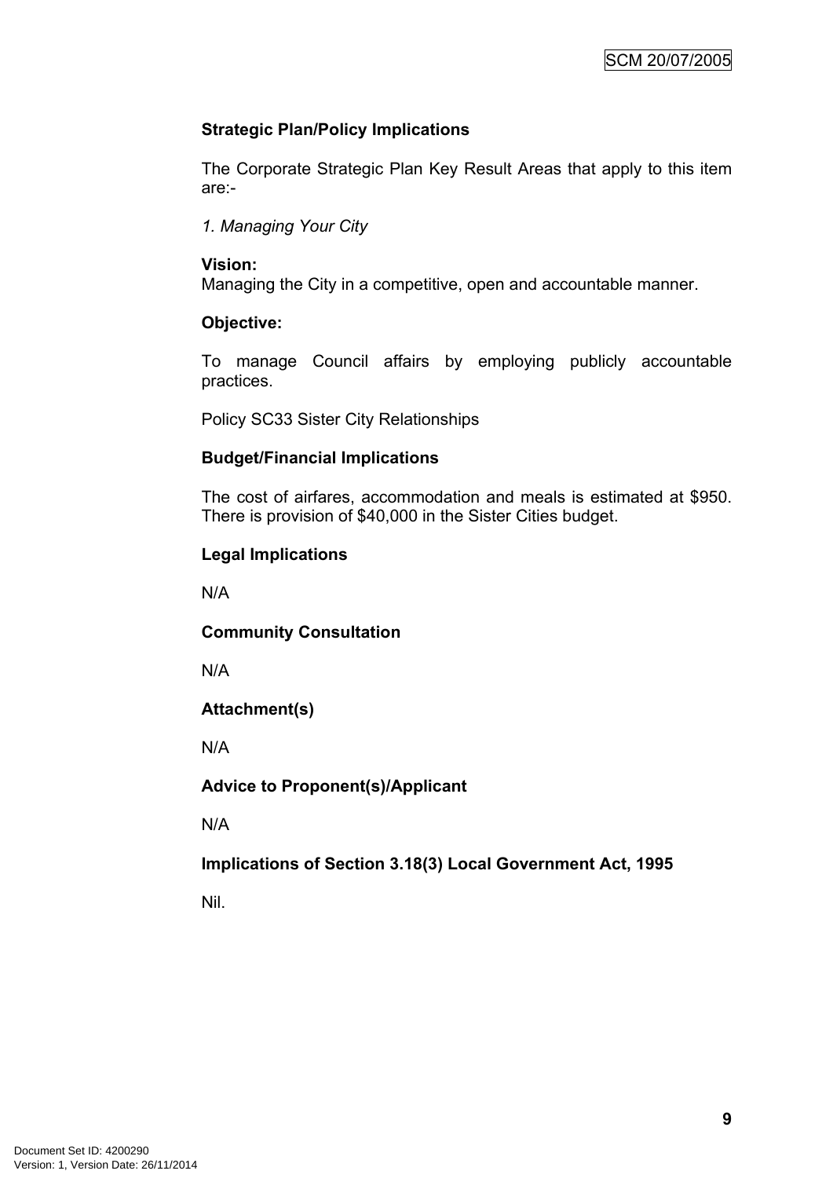**Strategic Plan/Policy Implications**

The Corporate Strategic Plan Key Result Areas that apply to this item are:-

*1. Managing Your City*

**Vision:**
Managing the City in a competitive, open and accountable manner.

**Objective:**

To manage Council affairs by employing publicly accountable practices.

Policy SC33 Sister City Relationships

**Budget/Financial Implications**

The cost of airfares, accommodation and meals is estimated at $950. There is provision of $40,000 in the Sister Cities budget.

**Legal Implications**

N/A

**Community Consultation**

N/A

**Attachment(s)**

N/A

**Advice to Proponent(s)/Applicant**

N/A

**Implications of Section 3.18(3) Local Government Act, 1995**

Nil.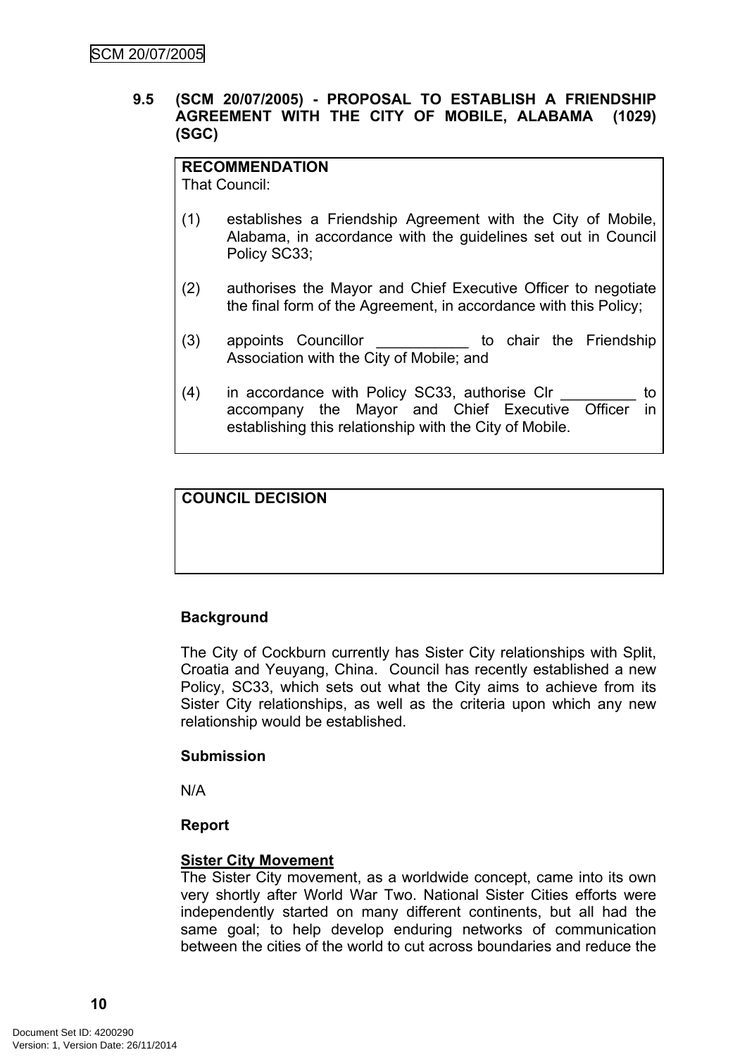## 9.5 (SCM 20/07/2005) - PROPOSAL TO ESTABLISH A FRIENDSHIP AGREEMENT WITH THE CITY OF MOBILE, ALABAMA (1029) (SGC)

| **RECOMMENDATION**<br>That Council:<br><br>(1) establishes a Friendship Agreement with the City of Mobile, Alabama, in accordance with the guidelines set out in Council Policy SC33;<br><br>(2) authorises the Mayor and Chief Executive Officer to negotiate the final form of the Agreement, in accordance with this Policy;<br><br>(3) appoints Councillor ___________ to chair the Friendship Association with the City of Mobile; and<br><br>(4) in accordance with Policy SC33, authorise Clr _________ to accompany the Mayor and Chief Executive Officer in establishing this relationship with the City of Mobile. |
|---|

| **COUNCIL DECISION** |
|---|
| |

**Background**

The City of Cockburn currently has Sister City relationships with Split, Croatia and Yeuyang, China. Council has recently established a new Policy, SC33, which sets out what the City aims to achieve from its Sister City relationships, as well as the criteria upon which any new relationship would be established.

**Submission**

N/A

**Report**

**Sister City Movement**

The Sister City movement, as a worldwide concept, came into its own very shortly after World War Two. National Sister Cities efforts were independently started on many different continents, but all had the same goal; to help develop enduring networks of communication between the cities of the world to cut across boundaries and reduce the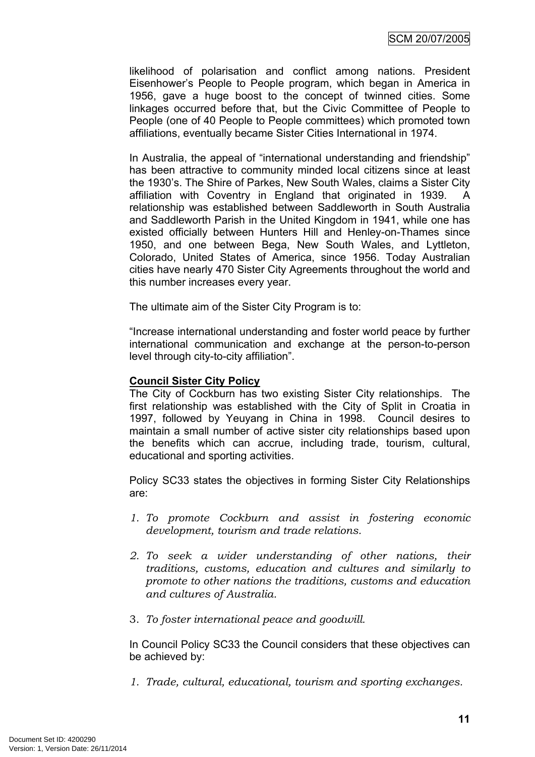likelihood of polarisation and conflict among nations. President Eisenhower's People to People program, which began in America in 1956, gave a huge boost to the concept of twinned cities. Some linkages occurred before that, but the Civic Committee of People to People (one of 40 People to People committees) which promoted town affiliations, eventually became Sister Cities International in 1974.

In Australia, the appeal of "international understanding and friendship" has been attractive to community minded local citizens since at least the 1930's. The Shire of Parkes, New South Wales, claims a Sister City affiliation with Coventry in England that originated in 1939. A relationship was established between Saddleworth in South Australia and Saddleworth Parish in the United Kingdom in 1941, while one has existed officially between Hunters Hill and Henley-on-Thames since 1950, and one between Bega, New South Wales, and Lyttleton, Colorado, United States of America, since 1956. Today Australian cities have nearly 470 Sister City Agreements throughout the world and this number increases every year.

The ultimate aim of the Sister City Program is to:

"Increase international understanding and foster world peace by further international communication and exchange at the person-to-person level through city-to-city affiliation".

**Council Sister City Policy**

The City of Cockburn has two existing Sister City relationships. The first relationship was established with the City of Split in Croatia in 1997, followed by Yeuyang in China in 1998. Council desires to maintain a small number of active sister city relationships based upon the benefits which can accrue, including trade, tourism, cultural, educational and sporting activities.

Policy SC33 states the objectives in forming Sister City Relationships are:

1. *To promote Cockburn and assist in fostering economic development, tourism and trade relations.*

2. *To seek a wider understanding of other nations, their traditions, customs, education and cultures and similarly to promote to other nations the traditions, customs and education and cultures of Australia.*

3. *To foster international peace and goodwill.*

In Council Policy SC33 the Council considers that these objectives can be achieved by:

1. *Trade, cultural, educational, tourism and sporting exchanges.*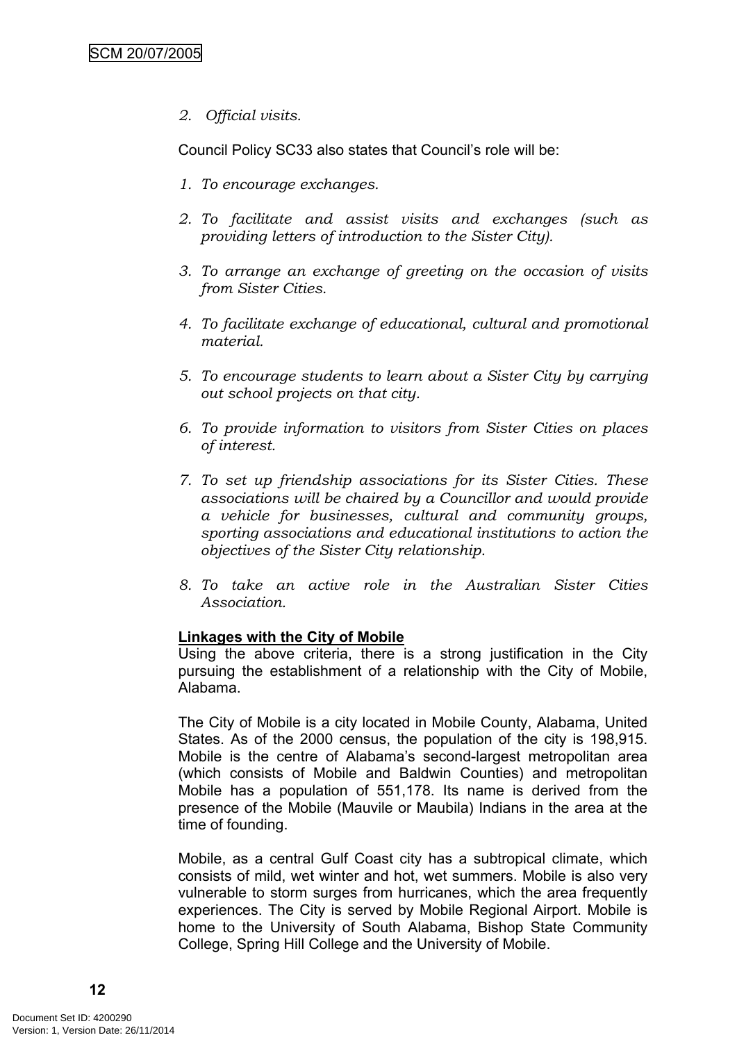*2. Official visits.*

Council Policy SC33 also states that Council's role will be:

1. *To encourage exchanges.*

2. *To facilitate and assist visits and exchanges (such as providing letters of introduction to the Sister City).*

3. *To arrange an exchange of greeting on the occasion of visits from Sister Cities.*

4. *To facilitate exchange of educational, cultural and promotional material.*

5. *To encourage students to learn about a Sister City by carrying out school projects on that city.*

6. *To provide information to visitors from Sister Cities on places of interest.*

7. *To set up friendship associations for its Sister Cities. These associations will be chaired by a Councillor and would provide a vehicle for businesses, cultural and community groups, sporting associations and educational institutions to action the objectives of the Sister City relationship.*

8. *To take an active role in the Australian Sister Cities Association.*

**Linkages with the City of Mobile**

Using the above criteria, there is a strong justification in the City pursuing the establishment of a relationship with the City of Mobile, Alabama.

The City of Mobile is a city located in Mobile County, Alabama, United States. As of the 2000 census, the population of the city is 198,915. Mobile is the centre of Alabama's second-largest metropolitan area (which consists of Mobile and Baldwin Counties) and metropolitan Mobile has a population of 551,178. Its name is derived from the presence of the Mobile (Mauvile or Maubila) Indians in the area at the time of founding.

Mobile, as a central Gulf Coast city has a subtropical climate, which consists of mild, wet winter and hot, wet summers. Mobile is also very vulnerable to storm surges from hurricanes, which the area frequently experiences. The City is served by Mobile Regional Airport. Mobile is home to the University of South Alabama, Bishop State Community College, Spring Hill College and the University of Mobile.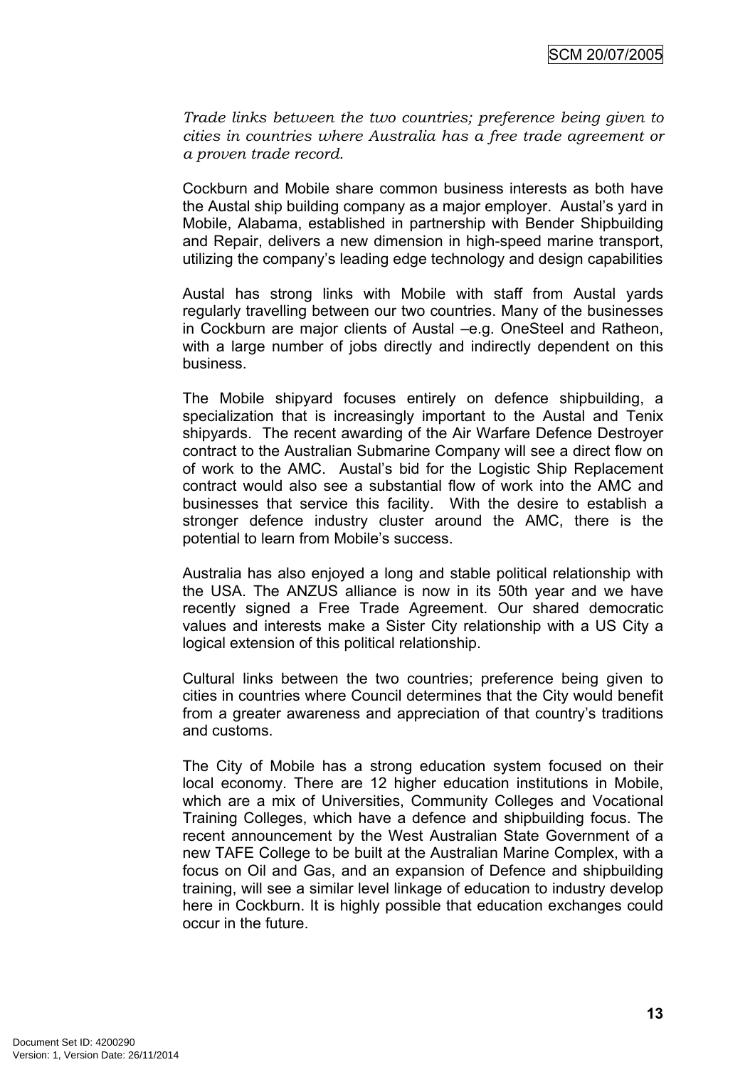*Trade links between the two countries; preference being given to cities in countries where Australia has a free trade agreement or a proven trade record.*

Cockburn and Mobile share common business interests as both have the Austal ship building company as a major employer. Austal's yard in Mobile, Alabama, established in partnership with Bender Shipbuilding and Repair, delivers a new dimension in high-speed marine transport, utilizing the company's leading edge technology and design capabilities

Austal has strong links with Mobile with staff from Austal yards regularly travelling between our two countries. Many of the businesses in Cockburn are major clients of Austal –e.g. OneSteel and Ratheon, with a large number of jobs directly and indirectly dependent on this business.

The Mobile shipyard focuses entirely on defence shipbuilding, a specialization that is increasingly important to the Austal and Tenix shipyards. The recent awarding of the Air Warfare Defence Destroyer contract to the Australian Submarine Company will see a direct flow on of work to the AMC. Austal's bid for the Logistic Ship Replacement contract would also see a substantial flow of work into the AMC and businesses that service this facility. With the desire to establish a stronger defence industry cluster around the AMC, there is the potential to learn from Mobile's success.

Australia has also enjoyed a long and stable political relationship with the USA. The ANZUS alliance is now in its 50th year and we have recently signed a Free Trade Agreement. Our shared democratic values and interests make a Sister City relationship with a US City a logical extension of this political relationship.

Cultural links between the two countries; preference being given to cities in countries where Council determines that the City would benefit from a greater awareness and appreciation of that country's traditions and customs.

The City of Mobile has a strong education system focused on their local economy. There are 12 higher education institutions in Mobile, which are a mix of Universities, Community Colleges and Vocational Training Colleges, which have a defence and shipbuilding focus. The recent announcement by the West Australian State Government of a new TAFE College to be built at the Australian Marine Complex, with a focus on Oil and Gas, and an expansion of Defence and shipbuilding training, will see a similar level linkage of education to industry develop here in Cockburn. It is highly possible that education exchanges could occur in the future.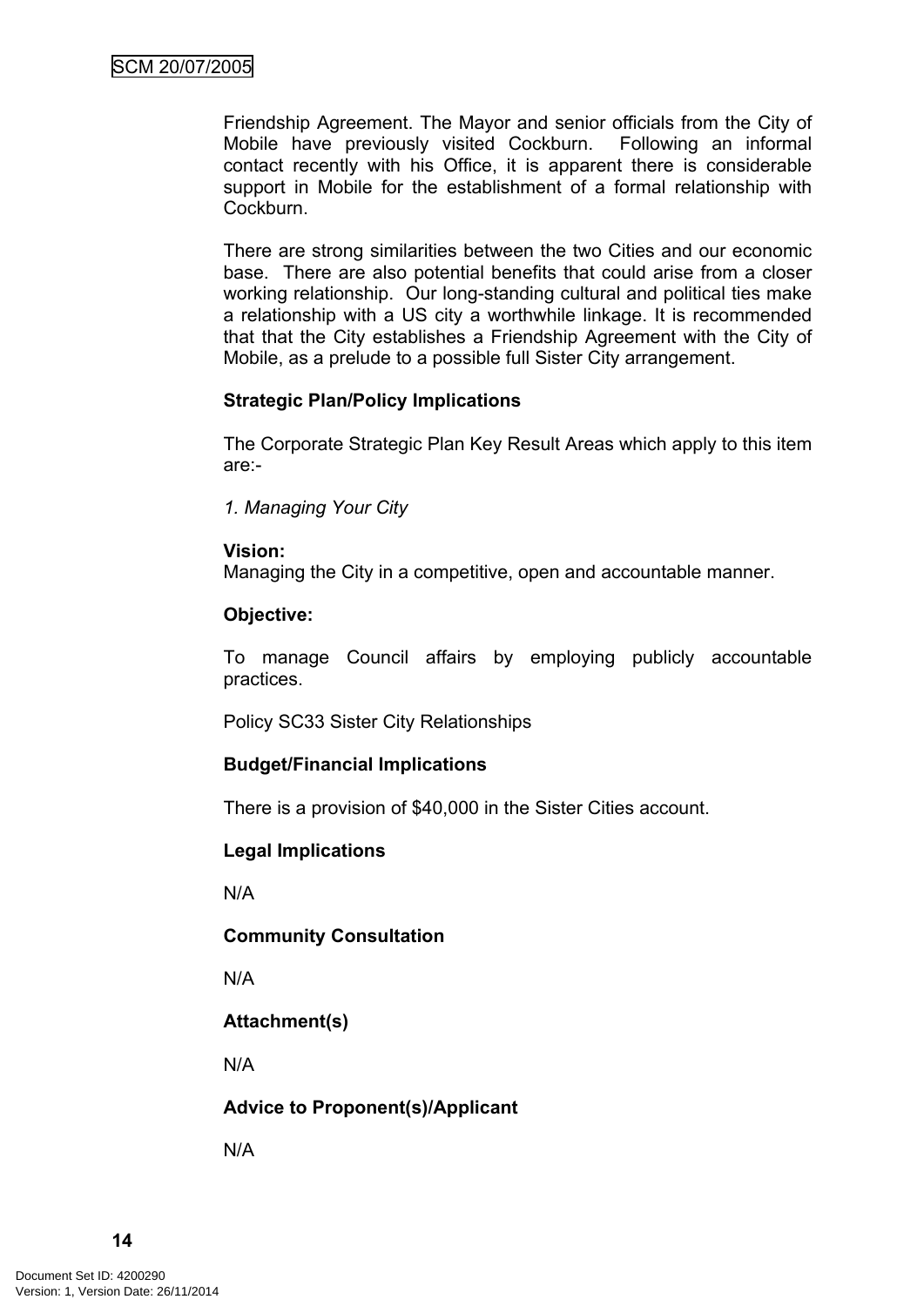Friendship Agreement. The Mayor and senior officials from the City of Mobile have previously visited Cockburn. Following an informal contact recently with his Office, it is apparent there is considerable support in Mobile for the establishment of a formal relationship with Cockburn.

There are strong similarities between the two Cities and our economic base. There are also potential benefits that could arise from a closer working relationship. Our long-standing cultural and political ties make a relationship with a US city a worthwhile linkage. It is recommended that that the City establishes a Friendship Agreement with the City of Mobile, as a prelude to a possible full Sister City arrangement.

**Strategic Plan/Policy Implications**

The Corporate Strategic Plan Key Result Areas which apply to this item are:-

*1. Managing Your City*

**Vision:**
Managing the City in a competitive, open and accountable manner.

**Objective:**

To manage Council affairs by employing publicly accountable practices.

Policy SC33 Sister City Relationships

**Budget/Financial Implications**

There is a provision of $40,000 in the Sister Cities account.

**Legal Implications**

N/A

**Community Consultation**

N/A

**Attachment(s)**

N/A

**Advice to Proponent(s)/Applicant**

N/A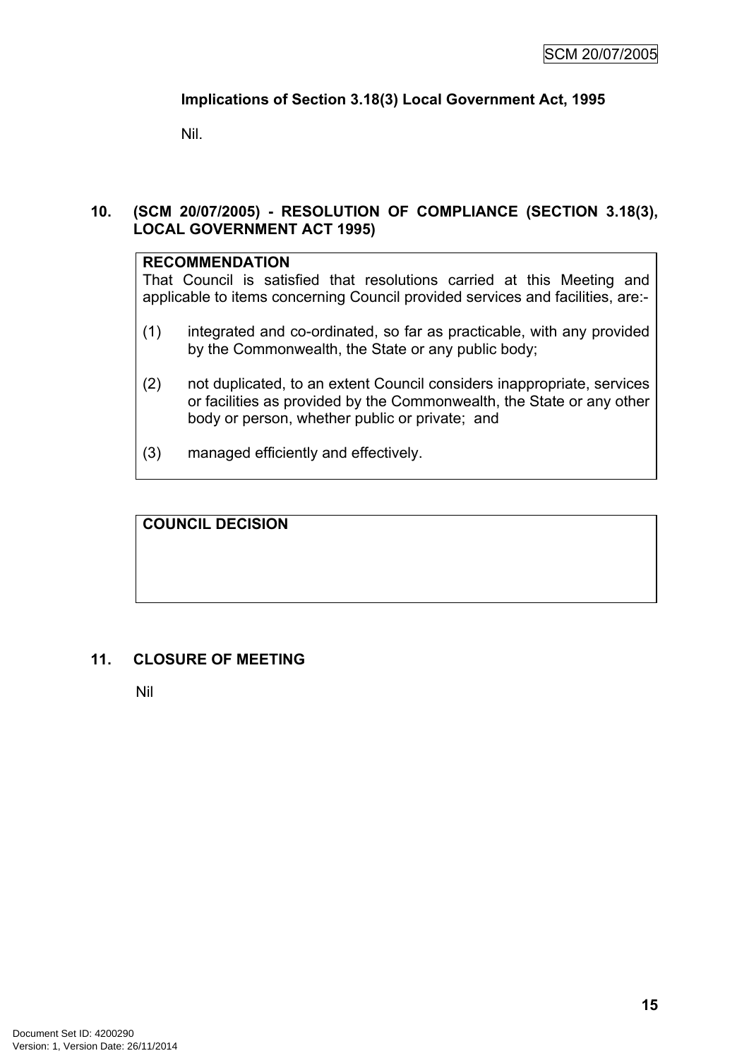**Implications of Section 3.18(3) Local Government Act, 1995**

Nil.

## 10. (SCM 20/07/2005) - RESOLUTION OF COMPLIANCE (SECTION 3.18(3), LOCAL GOVERNMENT ACT 1995)

**RECOMMENDATION**

That Council is satisfied that resolutions carried at this Meeting and applicable to items concerning Council provided services and facilities, are:-

(1) integrated and co-ordinated, so far as practicable, with any provided by the Commonwealth, the State or any public body;

(2) not duplicated, to an extent Council considers inappropriate, services or facilities as provided by the Commonwealth, the State or any other body or person, whether public or private; and

(3) managed efficiently and effectively.

**COUNCIL DECISION**

## 11. CLOSURE OF MEETING

Nil

Document Set ID: 4200290
Version: 1, Version Date: 26/11/2014